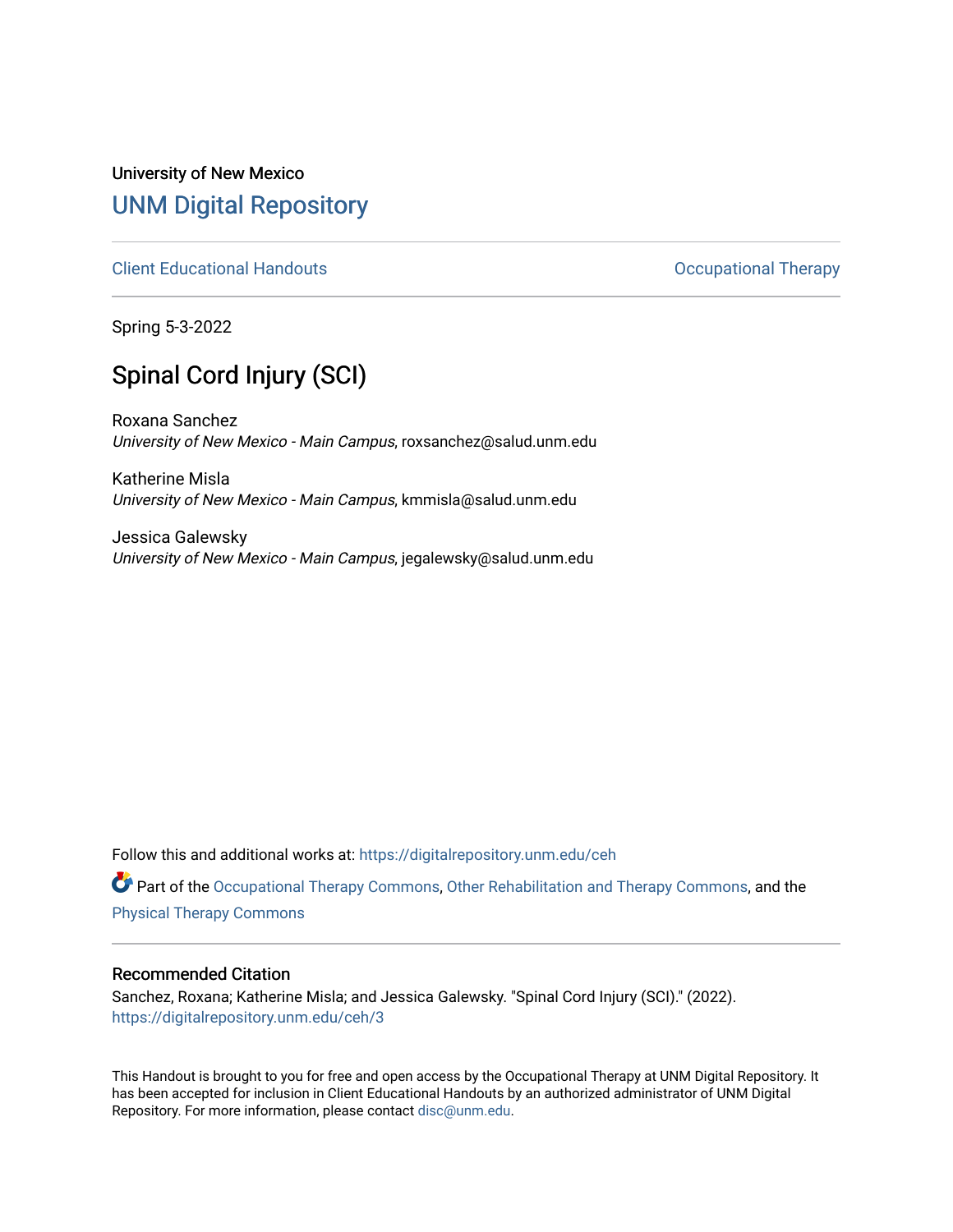University of New Mexico

# UNM Digital Repository

Client Educational Handouts | Occupational Therapy

Spring 5-3-2022

## Spinal Cord Injury (SCI)

Roxana Sanchez
*University of New Mexico - Main Campus*, roxsanchez@salud.unm.edu

Katherine Misla
*University of New Mexico - Main Campus*, kmmisla@salud.unm.edu

Jessica Galewsky
*University of New Mexico - Main Campus*, jegalewsky@salud.unm.edu

Follow this and additional works at: https://digitalrepository.unm.edu/ceh

Part of the Occupational Therapy Commons, Other Rehabilitation and Therapy Commons, and the Physical Therapy Commons

### Recommended Citation

Sanchez, Roxana; Katherine Misla; and Jessica Galewsky. "Spinal Cord Injury (SCI)." (2022). https://digitalrepository.unm.edu/ceh/3

This Handout is brought to you for free and open access by the Occupational Therapy at UNM Digital Repository. It has been accepted for inclusion in Client Educational Handouts by an authorized administrator of UNM Digital Repository. For more information, please contact disc@unm.edu.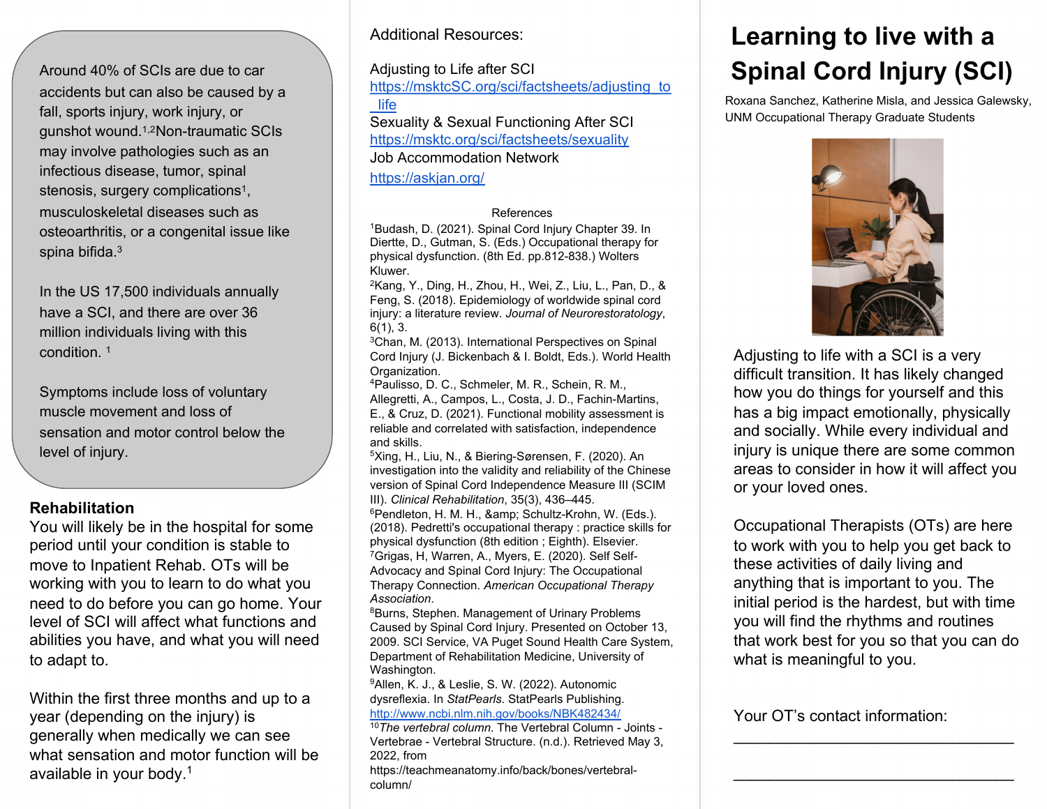Around 40% of SCIs are due to car accidents but can also be caused by a fall, sports injury, work injury, or gunshot wound.[1,2] Non-traumatic SCIs may involve pathologies such as an infectious disease, tumor, spinal stenosis, surgery complications[1], musculoskeletal diseases such as osteoarthritis, or a congenital issue like spina bifida.[3]

In the US 17,500 individuals annually have a SCI, and there are over 36 million individuals living with this condition. [1]

Symptoms include loss of voluntary muscle movement and loss of sensation and motor control below the level of injury.

**Rehabilitation**

You will likely be in the hospital for some period until your condition is stable to move to Inpatient Rehab. OTs will be working with you to learn to do what you need to do before you can go home. Your level of SCI will affect what functions and abilities you have, and what you will need to adapt to.

Within the first three months and up to a year (depending on the injury) is generally when medically we can see what sensation and motor function will be available in your body.[1]

Additional Resources:

Adjusting to Life after SCI
https://msktcSC.org/sci/factsheets/adjusting_to_life

Sexuality & Sexual Functioning After SCI
https://msktc.org/sci/factsheets/sexuality

Job Accommodation Network
https://askjan.org/

References

[1]Budash, D. (2021). Spinal Cord Injury Chapter 39. In Diertte, D., Gutman, S. (Eds.) Occupational therapy for physical dysfunction. (8th Ed. pp.812-838.) Wolters Kluwer.

[2]Kang, Y., Ding, H., Zhou, H., Wei, Z., Liu, L., Pan, D., & Feng, S. (2018). Epidemiology of worldwide spinal cord injury: a literature review. *Journal of Neurorestoratology*, 6(1), 3.

[3]Chan, M. (2013). International Perspectives on Spinal Cord Injury (J. Bickenbach & I. Boldt, Eds.). World Health Organization.

[4]Paulisso, D. C., Schmeler, M. R., Schein, R. M., Allegretti, A., Campos, L., Costa, J. D., Fachin-Martins, E., & Cruz, D. (2021). Functional mobility assessment is reliable and correlated with satisfaction, independence and skills.

[5]Xing, H., Liu, N., & Biering-Sørensen, F. (2020). An investigation into the validity and reliability of the Chinese version of Spinal Cord Independence Measure III (SCIM III). *Clinical Rehabilitation*, 35(3), 436–445.

[6]Pendleton, H. M. H., &amp; Schultz-Krohn, W. (Eds.). (2018). Pedretti's occupational therapy : practice skills for physical dysfunction (8th edition ; Eighth). Elsevier.

[7]Grigas, H, Warren, A., Myers, E. (2020). Self Self-Advocacy and Spinal Cord Injury: The Occupational Therapy Connection. *American Occupational Therapy Association*.

[8]Burns, Stephen. Management of Urinary Problems Caused by Spinal Cord Injury. Presented on October 13, 2009. SCI Service, VA Puget Sound Health Care System, Department of Rehabilitation Medicine, University of Washington.

[9]Allen, K. J., & Leslie, S. W. (2022). Autonomic dysreflexia. In *StatPearls*. StatPearls Publishing. http://www.ncbi.nlm.nih.gov/books/NBK482434/

[10]*The vertebral column*. The Vertebral Column - Joints - Vertebrae - Vertebral Structure. (n.d.). Retrieved May 3, 2022, from https://teachmeanatomy.info/back/bones/vertebral-column/

# Learning to live with a Spinal Cord Injury (SCI)

Roxana Sanchez, Katherine Misla, and Jessica Galewsky, UNM Occupational Therapy Graduate Students

Adjusting to life with a SCI is a very difficult transition. It has likely changed how you do things for yourself and this has a big impact emotionally, physically and socially. While every individual and injury is unique there are some common areas to consider in how it will affect you or your loved ones.

Occupational Therapists (OTs) are here to work with you to help you get back to these activities of daily living and anything that is important to you. The initial period is the hardest, but with time you will find the rhythms and routines that work best for you so that you can do what is meaningful to you.

Your OT's contact information:

______________________________

______________________________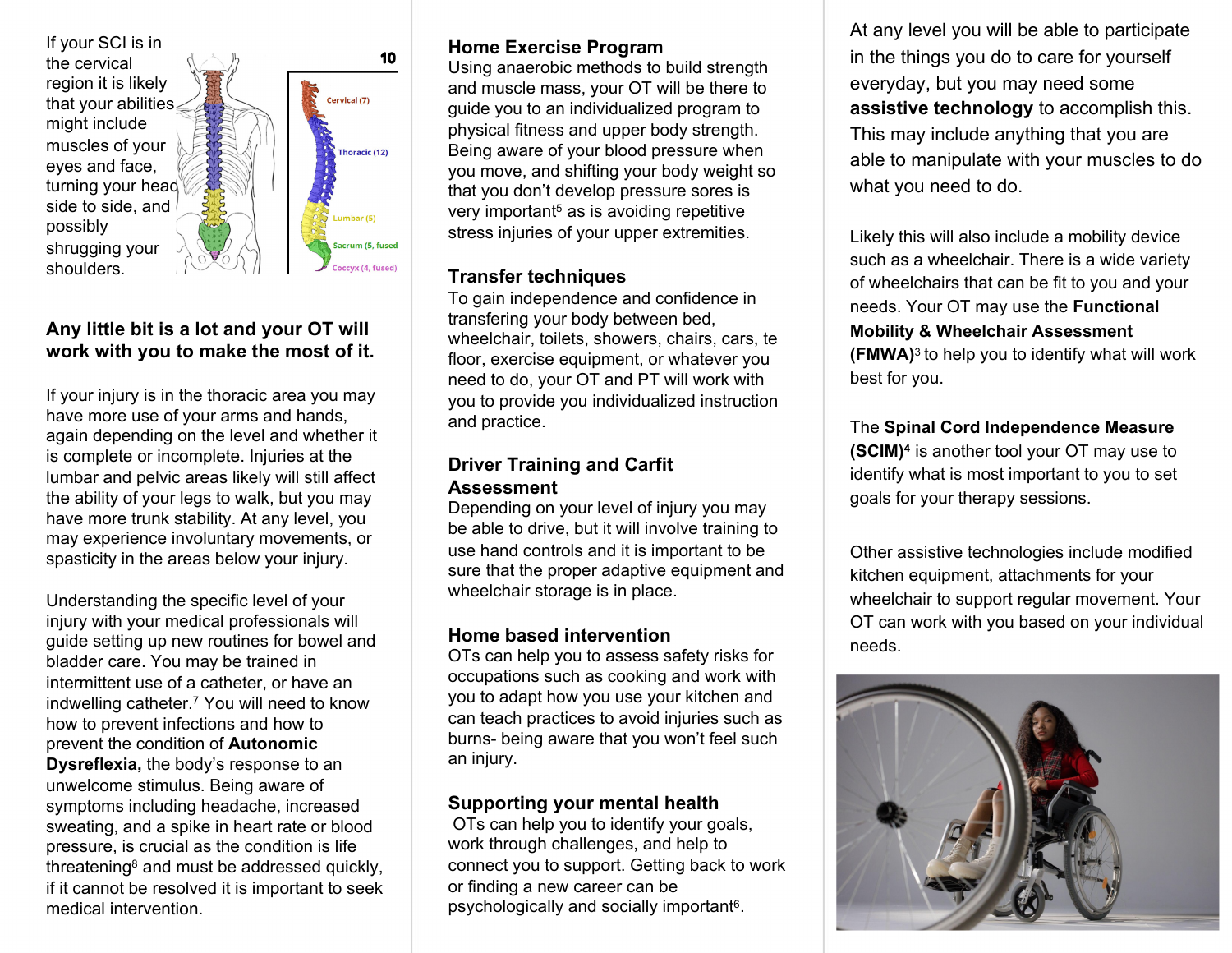If your SCI is in the cervical region it is likely that your abilities might include muscles of your eyes and face, turning your head side to side, and possibly shrugging your shoulders.

10

Cervical (7)

Thoracic (12)

Lumbar (5)

Sacrum (5, fused

Coccyx (4, fused)

**Any little bit is a lot and your OT will work with you to make the most of it.**

If your injury is in the thoracic area you may have more use of your arms and hands, again depending on the level and whether it is complete or incomplete. Injuries at the lumbar and pelvic areas likely will still affect the ability of your legs to walk, but you may have more trunk stability. At any level, you may experience involuntary movements, or spasticity in the areas below your injury.

Understanding the specific level of your injury with your medical professionals will guide setting up new routines for bowel and bladder care. You may be trained in intermittent use of a catheter, or have an indwelling catheter.[7] You will need to know how to prevent infections and how to prevent the condition of **Autonomic Dysreflexia,** the body's response to an unwelcome stimulus. Being aware of symptoms including headache, increased sweating, and a spike in heart rate or blood pressure, is crucial as the condition is life threatening[8] and must be addressed quickly, if it cannot be resolved it is important to seek medical intervention.

## Home Exercise Program

Using anaerobic methods to build strength and muscle mass, your OT will be there to guide you to an individualized program to physical fitness and upper body strength. Being aware of your blood pressure when you move, and shifting your body weight so that you don't develop pressure sores is very important[5] as is avoiding repetitive stress injuries of your upper extremities.

## Transfer techniques

To gain independence and confidence in transfering your body between bed, wheelchair, toilets, showers, chairs, cars, te floor, exercise equipment, or whatever you need to do, your OT and PT will work with you to provide you individualized instruction and practice.

## Driver Training and Carfit Assessment

Depending on your level of injury you may be able to drive, but it will involve training to use hand controls and it is important to be sure that the proper adaptive equipment and wheelchair storage is in place.

## Home based intervention

OTs can help you to assess safety risks for occupations such as cooking and work with you to adapt how you use your kitchen and can teach practices to avoid injuries such as burns- being aware that you won't feel such an injury.

## Supporting your mental health

OTs can help you to identify your goals, work through challenges, and help to connect you to support. Getting back to work or finding a new career can be psychologically and socially important[6].

At any level you will be able to participate in the things you do to care for yourself everyday, but you may need some **assistive technology** to accomplish this. This may include anything that you are able to manipulate with your muscles to do what you need to do.

Likely this will also include a mobility device such as a wheelchair. There is a wide variety of wheelchairs that can be fit to you and your needs. Your OT may use the **Functional Mobility & Wheelchair Assessment (FMWA)**[3] to help you to identify what will work best for you.

The **Spinal Cord Independence Measure (SCIM)**[4] is another tool your OT may use to identify what is most important to you to set goals for your therapy sessions.

Other assistive technologies include modified kitchen equipment, attachments for your wheelchair to support regular movement. Your OT can work with you based on your individual needs.